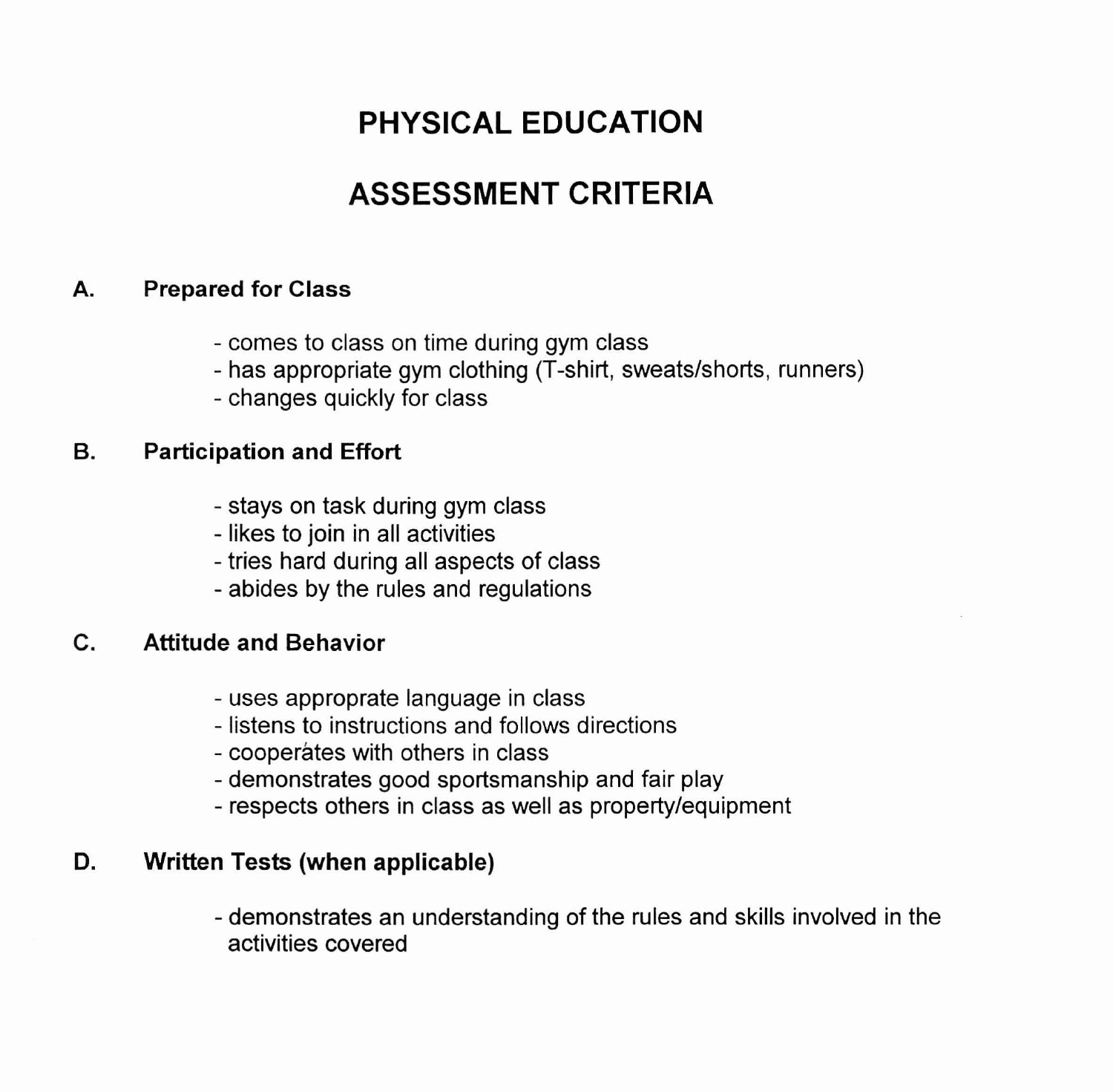# PHYSICAL EDUCATION

# ASSESSMENT CRITERIA

## A. Prepared for Class

- comes to class on time during gym class
- has appropriate gym clothing (T-shirt, sweats/shorts, runners)
- changes quickly for class

## B. Participation and Effort

- stays on task during gym class
- likes to join in all activities
- tries hard during all aspects of class
- abides by the rules and regulations

## C. Attitude and Behavior

- uses approprate language in class
- listens to instructions and follows directions
- cooperates with others in class
- demonstrates good sportsmanship and fair play
- respects others in class as well as property/equipment

## D. Written Tests (when applicable)

- demonstrates an understanding of the rules and skills involved in the activities covered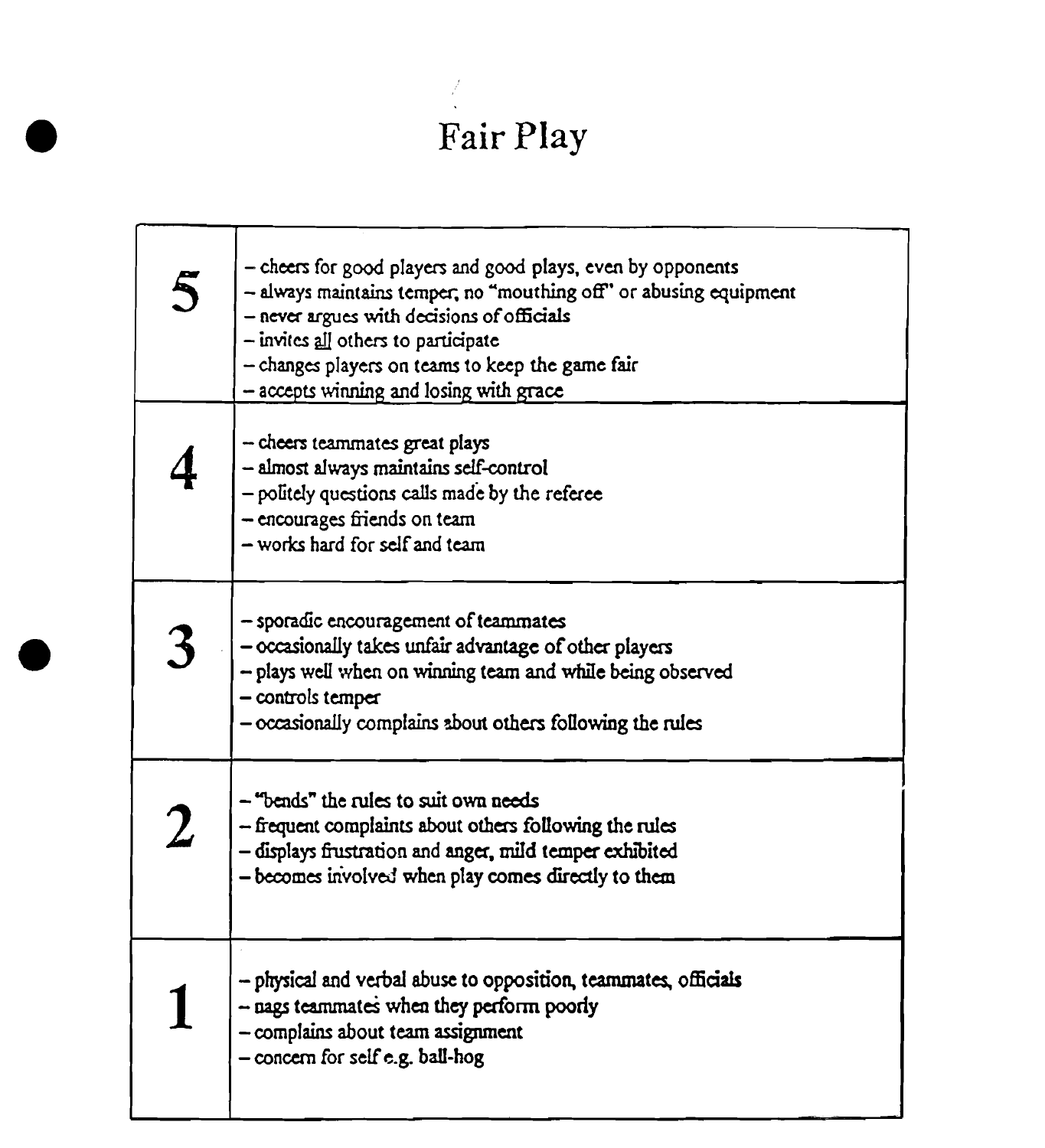# Fair Play

| | |
|---|---|
| **5** | – cheers for good players and good plays, even by opponents<br>– always maintains temper, no "mouthing off" or abusing equipment<br>– never argues with decisions of officials<br>– invites all others to participate<br>– changes players on teams to keep the game fair<br>– accepts winning and losing with grace |
| **4** | – cheers teammates great plays<br>– almost always maintains self-control<br>– politely questions calls made by the referee<br>– encourages friends on team<br>– works hard for self and team |
| **3** | – sporadic encouragement of teammates<br>– occasionally takes unfair advantage of other players<br>– plays well when on winning team and while being observed<br>– controls temper<br>– occasionally complains about others following the rules |
| **2** | – "bends" the rules to suit own needs<br>– frequent complaints about others following the rules<br>– displays frustration and anger, mild temper exhibited<br>– becomes involved when play comes directly to them |
| **1** | – physical and verbal abuse to opposition, teammates, officials<br>– nags teammates when they perform poorly<br>– complains about team assignment<br>– concern for self e.g. ball-hog |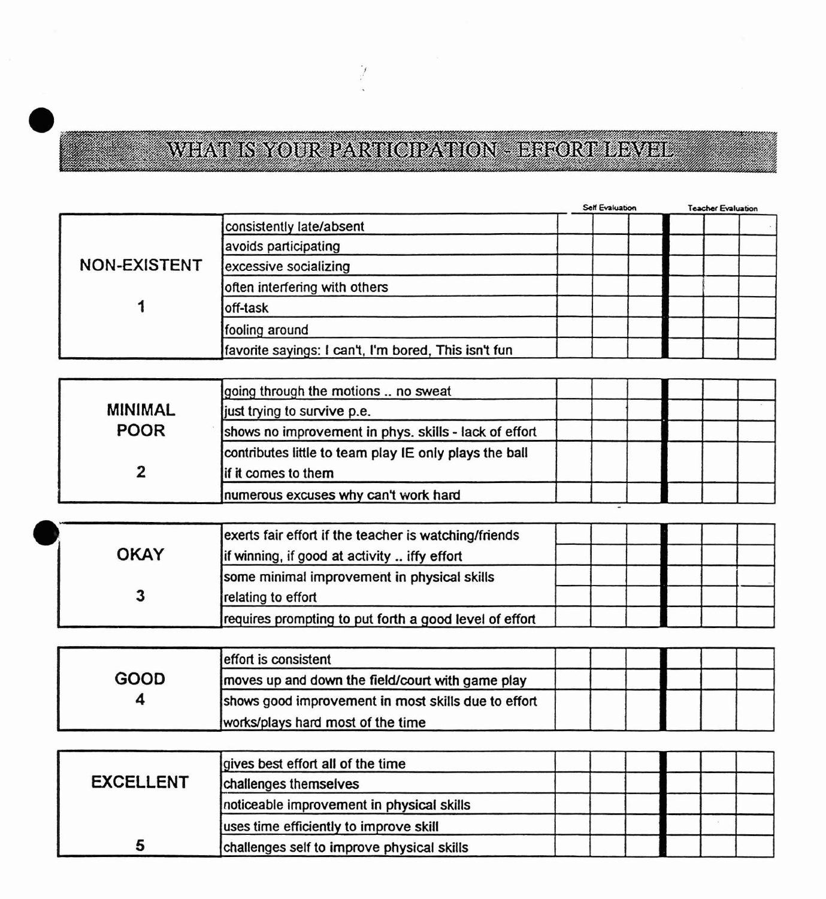## WHAT IS YOUR PARTICIPATION - EFFORT LEVEL

| | | Self Evaluation | | | Teacher Evaluation | | |
|---|---|---|---|---|---|---|---|
| NON-EXISTENT 1 | consistently late/absent | | | | | | |
| | avoids participating | | | | | | |
| | excessive socializing | | | | | | |
| | often interfering with others | | | | | | |
| | off-task | | | | | | |
| | fooling around | | | | | | |
| | favorite sayings: I can't, I'm bored, This isn't fun | | | | | | |

| | | | | | | | |
|---|---|---|---|---|---|---|---|
| MINIMAL POOR 2 | going through the motions .. no sweat | | | | | | |
| | just trying to survive p.e. | | | | | | |
| | shows no improvement in phys. skills - lack of effort | | | | | | |
| | contributes little to team play IE only plays the ball if it comes to them | | | | | | |
| | numerous excuses why can't work hard | | | | | | |

| | | | | | | | |
|---|---|---|---|---|---|---|---|
| OKAY 3 | exerts fair effort if the teacher is watching/friends | | | | | | |
| | if winning, if good at activity .. iffy effort | | | | | | |
| | some minimal improvement in physical skills | | | | | | |
| | relating to effort | | | | | | |
| | requires prompting to put forth a good level of effort | | | | | | |

| | | | | | | | |
|---|---|---|---|---|---|---|---|
| GOOD 4 | effort is consistent | | | | | | |
| | moves up and down the field/court with game play | | | | | | |
| | shows good improvement in most skills due to effort | | | | | | |
| | works/plays hard most of the time | | | | | | |

| | | | | | | | |
|---|---|---|---|---|---|---|---|
| EXCELLENT 5 | gives best effort all of the time | | | | | | |
| | challenges themselves | | | | | | |
| | noticeable improvement in physical skills | | | | | | |
| | uses time efficiently to improve skill | | | | | | |
| | challenges self to improve physical skills | | | | | | |